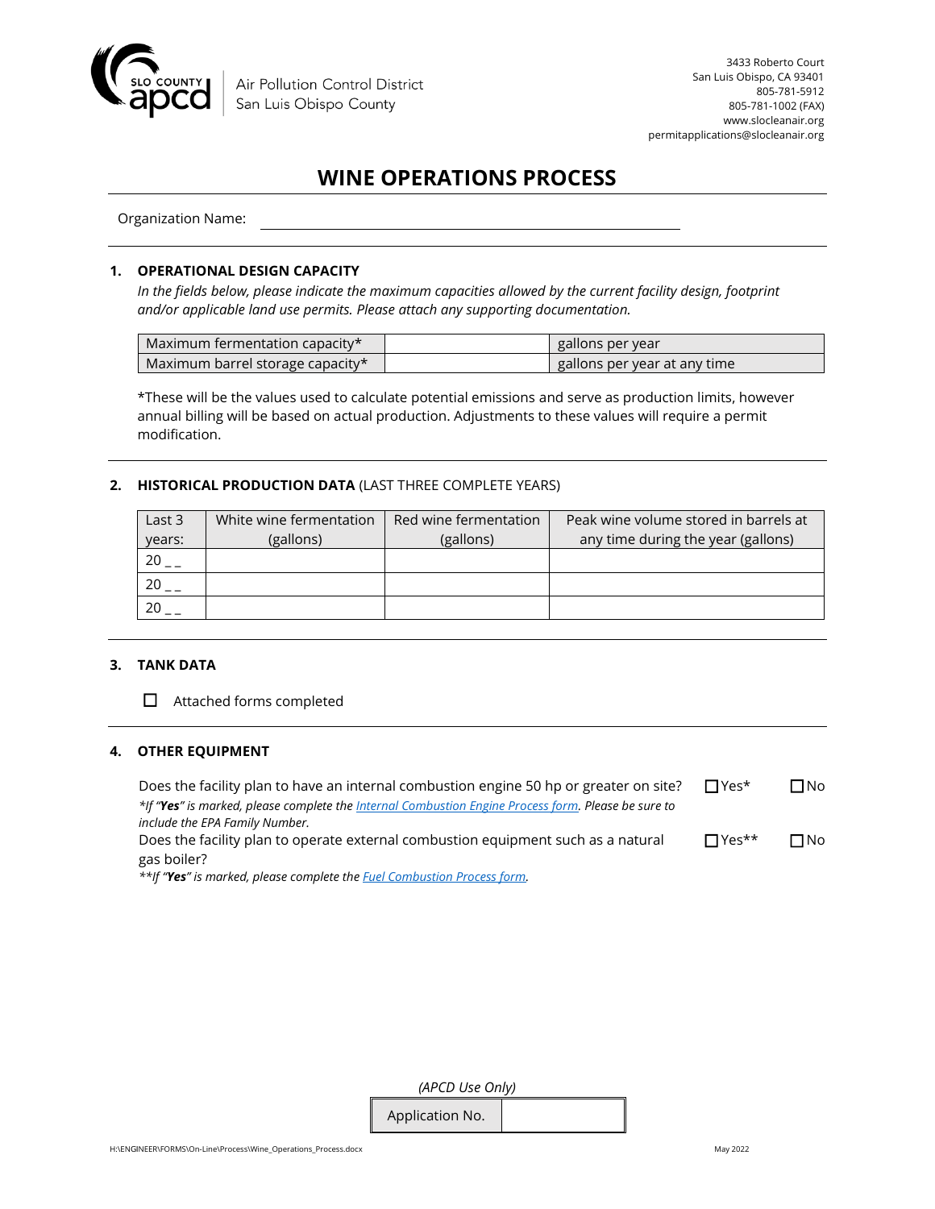SLO COUNTY apcd | Air Pollution Control District San Luis Obispo County

3433 Roberto Court
San Luis Obispo, CA 93401
805-781-5912
805-781-1002 (FAX)
www.slocleanair.org
permitapplications@slocleanair.org

# WINE OPERATIONS PROCESS

Organization Name: ________________________________________

## 1. OPERATIONAL DESIGN CAPACITY

*In the fields below, please indicate the maximum capacities allowed by the current facility design, footprint and/or applicable land use permits. Please attach any supporting documentation.*

| | | |
|---|---|---|
| Maximum fermentation capacity* | | gallons per year |
| Maximum barrel storage capacity* | | gallons per year at any time |

*These will be the values used to calculate potential emissions and serve as production limits, however annual billing will be based on actual production. Adjustments to these values will require a permit modification.

## 2. HISTORICAL PRODUCTION DATA (LAST THREE COMPLETE YEARS)

| Last 3 years: | White wine fermentation (gallons) | Red wine fermentation (gallons) | Peak wine volume stored in barrels at any time during the year (gallons) |
|---|---|---|---|
| 20 _ _ | | | |
| 20 _ _ | | | |
| 20 _ _ | | | |

## 3. TANK DATA

☐ Attached forms completed

## 4. OTHER EQUIPMENT

Does the facility plan to have an internal combustion engine 50 hp or greater on site? ☐ Yes* ☐ No

*\*If "**Yes**" is marked, please complete the [Internal Combustion Engine Process form](). Please be sure to include the EPA Family Number.*

Does the facility plan to operate external combustion equipment such as a natural gas boiler? ☐ Yes** ☐ No

*\*\*If "**Yes**" is marked, please complete the [Fuel Combustion Process form]().*

*(APCD Use Only)*

| Application No. | |
|---|---|

H:\ENGINEER\FORMS\On-Line\Process\Wine_Operations_Process.docx

May 2022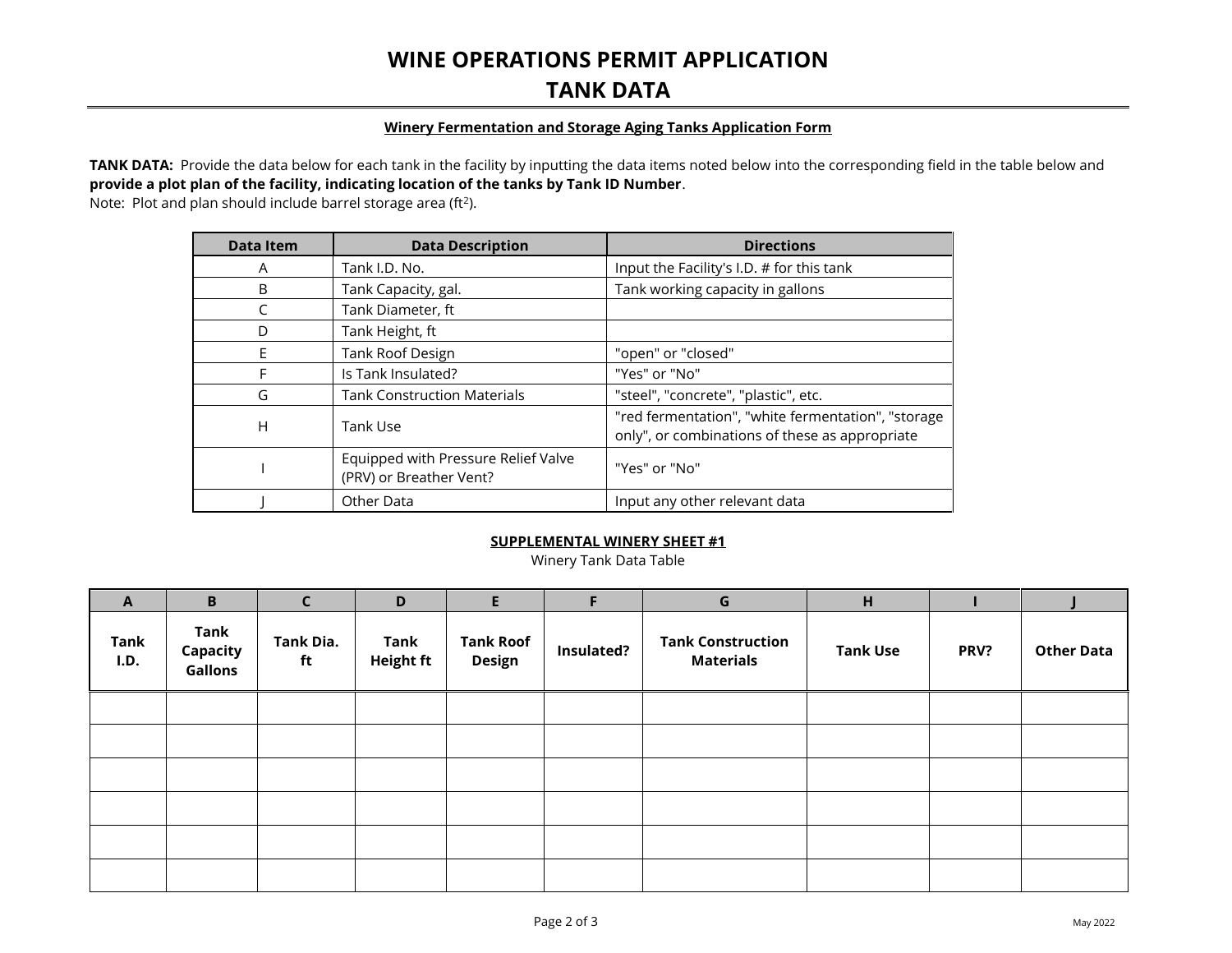# WINE OPERATIONS PERMIT APPLICATION
# TANK DATA

**Winery Fermentation and Storage Aging Tanks Application Form**

**TANK DATA:** Provide the data below for each tank in the facility by inputting the data items noted below into the corresponding field in the table below and **provide a plot plan of the facility, indicating location of the tanks by Tank ID Number**.
Note: Plot and plan should include barrel storage area ($ft^2$).

| Data Item | Data Description | Directions |
|---|---|---|
| A | Tank I.D. No. | Input the Facility's I.D. # for this tank |
| B | Tank Capacity, gal. | Tank working capacity in gallons |
| C | Tank Diameter, ft | |
| D | Tank Height, ft | |
| E | Tank Roof Design | "open" or "closed" |
| F | Is Tank Insulated? | "Yes" or "No" |
| G | Tank Construction Materials | "steel", "concrete", "plastic", etc. |
| H | Tank Use | "red fermentation", "white fermentation", "storage only", or combinations of these as appropriate |
| I | Equipped with Pressure Relief Valve (PRV) or Breather Vent? | "Yes" or "No" |
| J | Other Data | Input any other relevant data |

**SUPPLEMENTAL WINERY SHEET #1**

Winery Tank Data Table

| A | B | C | D | E | F | G | H | I | J |
|---|---|---|---|---|---|---|---|---|---|
| **Tank I.D.** | **Tank Capacity Gallons** | **Tank Dia. ft** | **Tank Height ft** | **Tank Roof Design** | **Insulated?** | **Tank Construction Materials** | **Tank Use** | **PRV?** | **Other Data** |
| | | | | | | | | | |
| | | | | | | | | | |
| | | | | | | | | | |
| | | | | | | | | | |
| | | | | | | | | | |
| | | | | | | | | | |

May 2022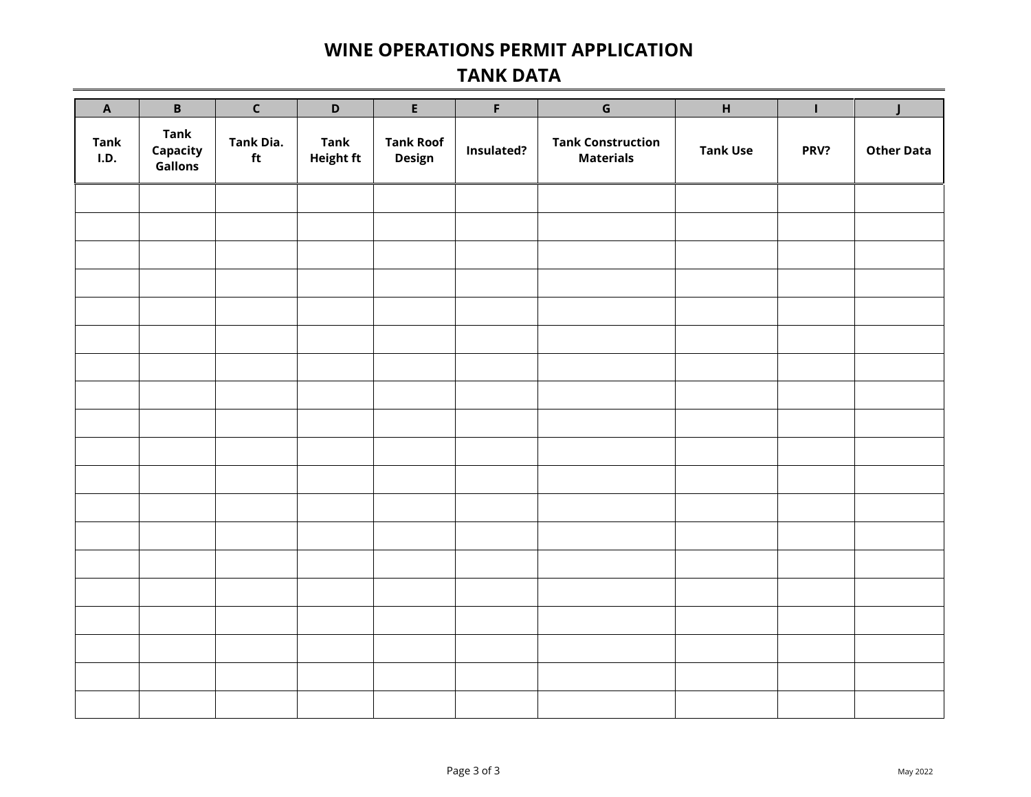# WINE OPERATIONS PERMIT APPLICATION

## TANK DATA

| A | B | C | D | E | F | G | H | I | J |
|---|---|---|---|---|---|---|---|---|---|
| **Tank I.D.** | **Tank Capacity Gallons** | **Tank Dia. ft** | **Tank Height ft** | **Tank Roof Design** | **Insulated?** | **Tank Construction Materials** | **Tank Use** | **PRV?** | **Other Data** |
| | | | | | | | | | |
| | | | | | | | | | |
| | | | | | | | | | |
| | | | | | | | | | |
| | | | | | | | | | |
| | | | | | | | | | |
| | | | | | | | | | |
| | | | | | | | | | |
| | | | | | | | | | |
| | | | | | | | | | |
| | | | | | | | | | |
| | | | | | | | | | |
| | | | | | | | | | |
| | | | | | | | | | |
| | | | | | | | | | |
| | | | | | | | | | |
| | | | | | | | | | |
| | | | | | | | | | |
| | | | | | | | | | |

May 2022